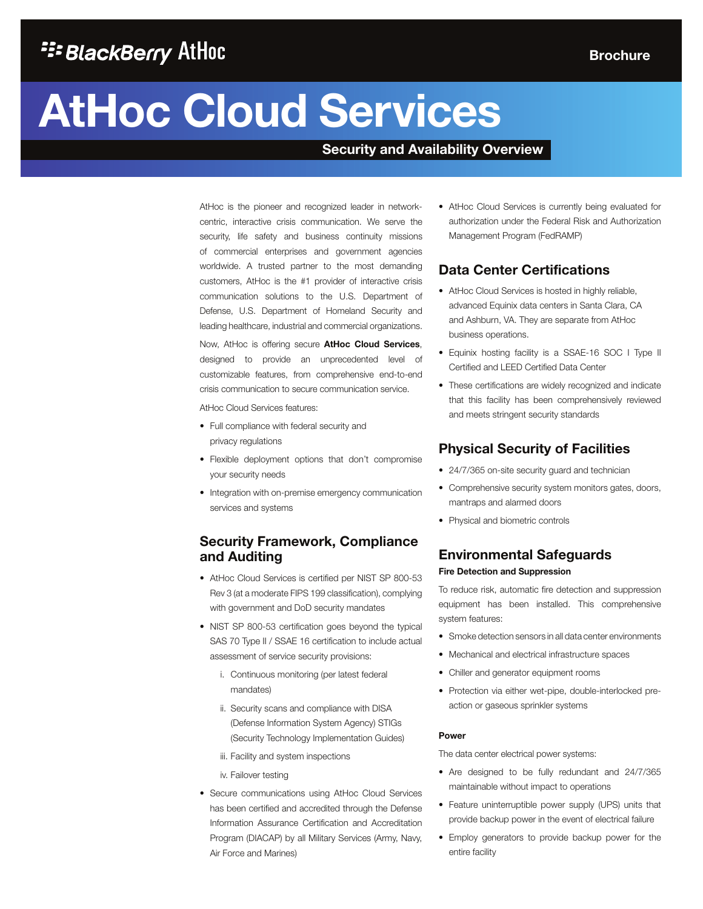BlackBerry AtHoc

Brochure

# AtHoc Cloud Services

## Security and Availability Overview

AtHoc is the pioneer and recognized leader in network-centric, interactive crisis communication. We serve the security, life safety and business continuity missions of commercial enterprises and government agencies worldwide. A trusted partner to the most demanding customers, AtHoc is the #1 provider of interactive crisis communication solutions to the U.S. Department of Defense, U.S. Department of Homeland Security and leading healthcare, industrial and commercial organizations.

Now, AtHoc is offering secure **AtHoc Cloud Services**, designed to provide an unprecedented level of customizable features, from comprehensive end-to-end crisis communication to secure communication service.

AtHoc Cloud Services features:

- Full compliance with federal security and privacy regulations
- Flexible deployment options that don't compromise your security needs
- Integration with on-premise emergency communication services and systems

## Security Framework, Compliance and Auditing

- AtHoc Cloud Services is certified per NIST SP 800-53 Rev 3 (at a moderate FIPS 199 classification), complying with government and DoD security mandates
- NIST SP 800-53 certification goes beyond the typical SAS 70 Type II / SSAE 16 certification to include actual assessment of service security provisions:
    i. Continuous monitoring (per latest federal mandates)
    ii. Security scans and compliance with DISA (Defense Information System Agency) STIGs (Security Technology Implementation Guides)
    iii. Facility and system inspections
    iv. Failover testing
- Secure communications using AtHoc Cloud Services has been certified and accredited through the Defense Information Assurance Certification and Accreditation Program (DIACAP) by all Military Services (Army, Navy, Air Force and Marines)
- AtHoc Cloud Services is currently being evaluated for authorization under the Federal Risk and Authorization Management Program (FedRAMP)

## Data Center Certifications

- AtHoc Cloud Services is hosted in highly reliable, advanced Equinix data centers in Santa Clara, CA and Ashburn, VA. They are separate from AtHoc business operations.
- Equinix hosting facility is a SSAE-16 SOC I Type II Certified and LEED Certified Data Center
- These certifications are widely recognized and indicate that this facility has been comprehensively reviewed and meets stringent security standards

## Physical Security of Facilities

- 24/7/365 on-site security guard and technician
- Comprehensive security system monitors gates, doors, mantraps and alarmed doors
- Physical and biometric controls

## Environmental Safeguards

#### Fire Detection and Suppression

To reduce risk, automatic fire detection and suppression equipment has been installed. This comprehensive system features:

- Smoke detection sensors in all data center environments
- Mechanical and electrical infrastructure spaces
- Chiller and generator equipment rooms
- Protection via either wet-pipe, double-interlocked pre-action or gaseous sprinkler systems

#### Power

The data center electrical power systems:

- Are designed to be fully redundant and 24/7/365 maintainable without impact to operations
- Feature uninterruptible power supply (UPS) units that provide backup power in the event of electrical failure
- Employ generators to provide backup power for the entire facility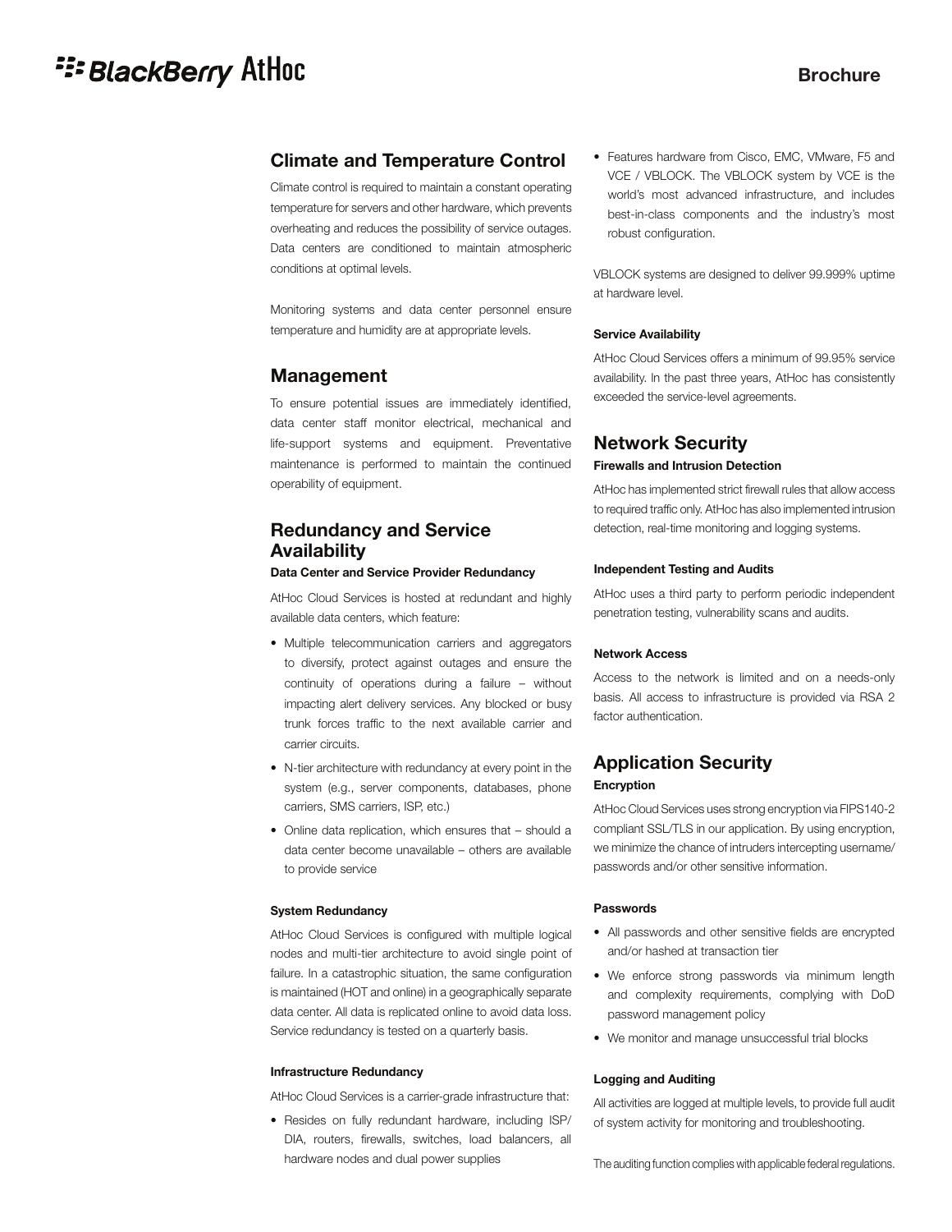## Climate and Temperature Control

Climate control is required to maintain a constant operating temperature for servers and other hardware, which prevents overheating and reduces the possibility of service outages. Data centers are conditioned to maintain atmospheric conditions at optimal levels.

Monitoring systems and data center personnel ensure temperature and humidity are at appropriate levels.

## Management

To ensure potential issues are immediately identified, data center staff monitor electrical, mechanical and life-support systems and equipment. Preventative maintenance is performed to maintain the continued operability of equipment.

## Redundancy and Service Availability

#### Data Center and Service Provider Redundancy

AtHoc Cloud Services is hosted at redundant and highly available data centers, which feature:

- Multiple telecommunication carriers and aggregators to diversify, protect against outages and ensure the continuity of operations during a failure – without impacting alert delivery services. Any blocked or busy trunk forces traffic to the next available carrier and carrier circuits.
- N-tier architecture with redundancy at every point in the system (e.g., server components, databases, phone carriers, SMS carriers, ISP, etc.)
- Online data replication, which ensures that – should a data center become unavailable – others are available to provide service

#### System Redundancy

AtHoc Cloud Services is configured with multiple logical nodes and multi-tier architecture to avoid single point of failure. In a catastrophic situation, the same configuration is maintained (HOT and online) in a geographically separate data center. All data is replicated online to avoid data loss. Service redundancy is tested on a quarterly basis.

#### Infrastructure Redundancy

AtHoc Cloud Services is a carrier-grade infrastructure that:

- Resides on fully redundant hardware, including ISP/DIA, routers, firewalls, switches, load balancers, all hardware nodes and dual power supplies
- Features hardware from Cisco, EMC, VMware, F5 and VCE / VBLOCK. The VBLOCK system by VCE is the world's most advanced infrastructure, and includes best-in-class components and the industry's most robust configuration.

VBLOCK systems are designed to deliver 99.999% uptime at hardware level.

#### Service Availability

AtHoc Cloud Services offers a minimum of 99.95% service availability. In the past three years, AtHoc has consistently exceeded the service-level agreements.

## Network Security

#### Firewalls and Intrusion Detection

AtHoc has implemented strict firewall rules that allow access to required traffic only. AtHoc has also implemented intrusion detection, real-time monitoring and logging systems.

#### Independent Testing and Audits

AtHoc uses a third party to perform periodic independent penetration testing, vulnerability scans and audits.

#### Network Access

Access to the network is limited and on a needs-only basis. All access to infrastructure is provided via RSA 2 factor authentication.

## Application Security

#### Encryption

AtHoc Cloud Services uses strong encryption via FIPS140-2 compliant SSL/TLS in our application. By using encryption, we minimize the chance of intruders intercepting username/passwords and/or other sensitive information.

#### Passwords

- All passwords and other sensitive fields are encrypted and/or hashed at transaction tier
- We enforce strong passwords via minimum length and complexity requirements, complying with DoD password management policy
- We monitor and manage unsuccessful trial blocks

#### Logging and Auditing

All activities are logged at multiple levels, to provide full audit of system activity for monitoring and troubleshooting.

The auditing function complies with applicable federal regulations.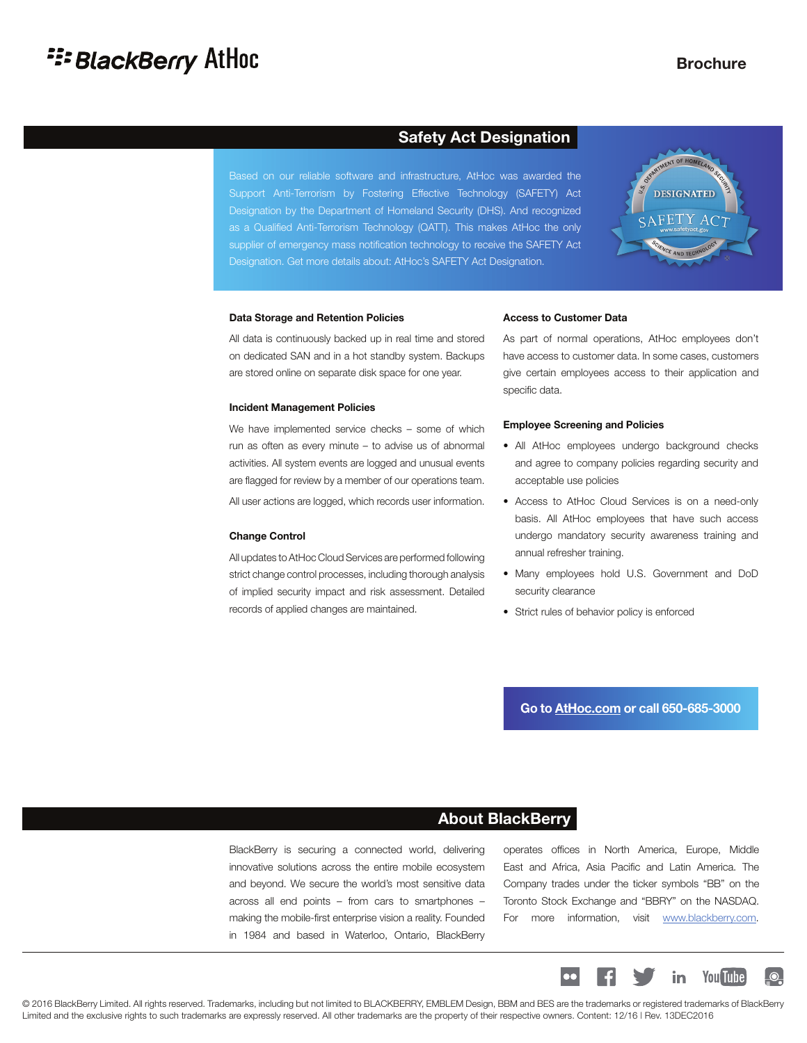## Safety Act Designation

Based on our reliable software and infrastructure, AtHoc was awarded the Support Anti-Terrorism by Fostering Effective Technology (SAFETY) Act Designation by the Department of Homeland Security (DHS). And recognized as a Qualified Anti-Terrorism Technology (QATT). This makes AtHoc the only supplier of emergency mass notification technology to receive the SAFETY Act Designation. Get more details about: AtHoc's SAFETY Act Designation.

### Data Storage and Retention Policies

All data is continuously backed up in real time and stored on dedicated SAN and in a hot standby system. Backups are stored online on separate disk space for one year.

### Incident Management Policies

We have implemented service checks – some of which run as often as every minute – to advise us of abnormal activities. All system events are logged and unusual events are flagged for review by a member of our operations team.

All user actions are logged, which records user information.

### Change Control

All updates to AtHoc Cloud Services are performed following strict change control processes, including thorough analysis of implied security impact and risk assessment. Detailed records of applied changes are maintained.

### Access to Customer Data

As part of normal operations, AtHoc employees don't have access to customer data. In some cases, customers give certain employees access to their application and specific data.

### Employee Screening and Policies

- All AtHoc employees undergo background checks and agree to company policies regarding security and acceptable use policies
- Access to AtHoc Cloud Services is on a need-only basis. All AtHoc employees that have such access undergo mandatory security awareness training and annual refresher training.
- Many employees hold U.S. Government and DoD security clearance
- Strict rules of behavior policy is enforced

**Go to AtHoc.com or call 650-685-3000**

## About BlackBerry

BlackBerry is securing a connected world, delivering innovative solutions across the entire mobile ecosystem and beyond. We secure the world's most sensitive data across all end points – from cars to smartphones – making the mobile-first enterprise vision a reality. Founded in 1984 and based in Waterloo, Ontario, BlackBerry operates offices in North America, Europe, Middle East and Africa, Asia Pacific and Latin America. The Company trades under the ticker symbols "BB" on the Toronto Stock Exchange and "BBRY" on the NASDAQ. For more information, visit www.blackberry.com.

© 2016 BlackBerry Limited. All rights reserved. Trademarks, including but not limited to BLACKBERRY, EMBLEM Design, BBM and BES are the trademarks or registered trademarks of BlackBerry Limited and the exclusive rights to such trademarks are expressly reserved. All other trademarks are the property of their respective owners. Content: 12/16 | Rev. 13DEC2016